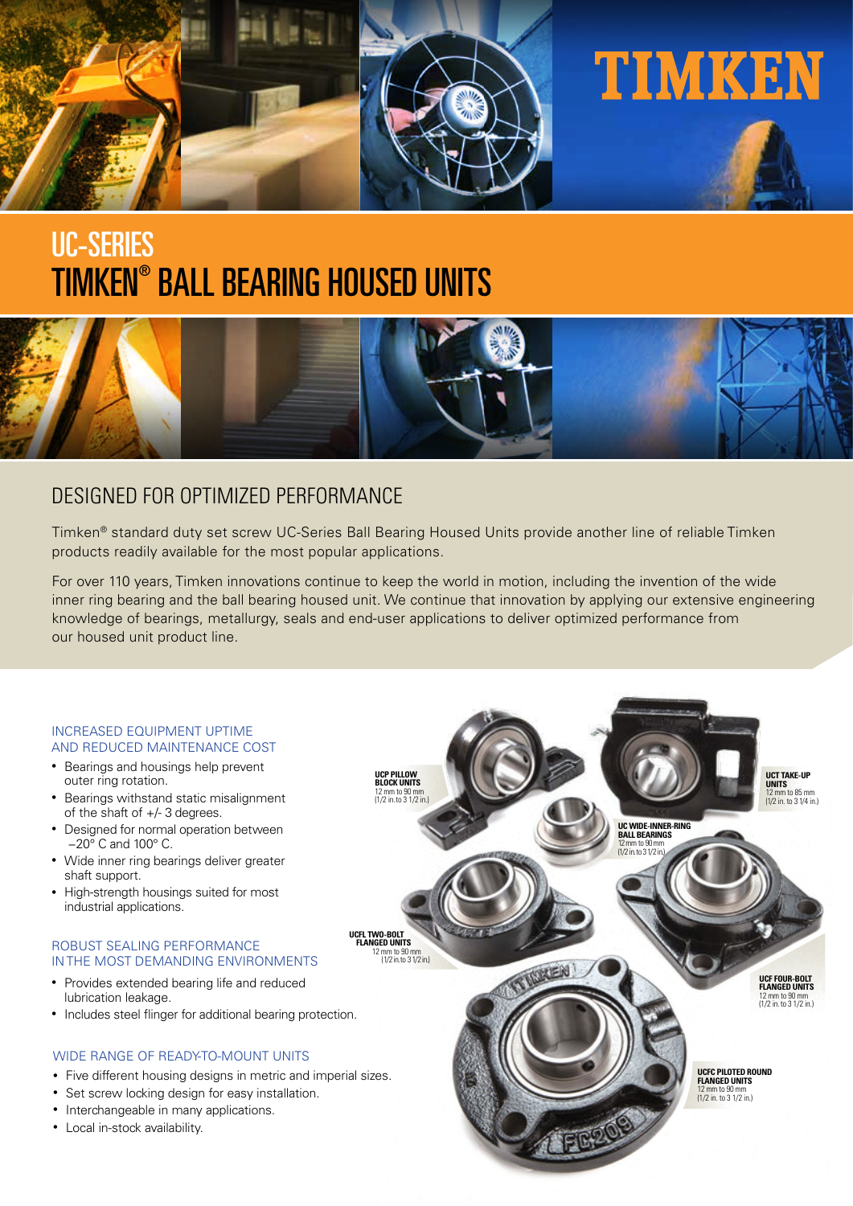TIMKEN

# UC-SERIES TIMKEN® BALL BEARING HOUSED UNITS

## DESIGNED FOR OPTIMIZED PERFORMANCE

Timken® standard duty set screw UC-Series Ball Bearing Housed Units provide another line of reliable Timken products readily available for the most popular applications.

For over 110 years, Timken innovations continue to keep the world in motion, including the invention of the wide inner ring bearing and the ball bearing housed unit. We continue that innovation by applying our extensive engineering knowledge of bearings, metallurgy, seals and end-user applications to deliver optimized performance from our housed unit product line.

### INCREASED EQUIPMENT UPTIME AND REDUCED MAINTENANCE COST

- Bearings and housings help prevent outer ring rotation.
- Bearings withstand static misalignment of the shaft of +/- 3 degrees.
- Designed for normal operation between –20° C and 100° C.
- Wide inner ring bearings deliver greater shaft support.
- High-strength housings suited for most industrial applications.

### ROBUST SEALING PERFORMANCE IN THE MOST DEMANDING ENVIRONMENTS

- Provides extended bearing life and reduced lubrication leakage.
- Includes steel flinger for additional bearing protection.

### WIDE RANGE OF READY-TO-MOUNT UNITS

- Five different housing designs in metric and imperial sizes.
- Set screw locking design for easy installation.
- Interchangeable in many applications.
- Local in-stock availability.

**UCP PILLOW BLOCK UNITS**
12 mm to 90 mm
(1/2 in. to 3 1/2 in.)

**UCT TAKE-UP UNITS**
12 mm to 85 mm
(1/2 in. to 3 1/4 in.)

**UC WIDE-INNER-RING BALL BEARINGS**
12 mm to 90 mm
(1/2 in. to 3 1/2 in.)

**UCFL TWO-BOLT FLANGED UNITS**
12 mm to 90 mm
(1/2 in. to 3 1/2 in.)

**UCF FOUR-BOLT FLANGED UNITS**
12 mm to 90 mm
(1/2 in. to 3 1/2 in.)

**UCFC PILOTED ROUND FLANGED UNITS**
12 mm to 90 mm
(1/2 in. to 3 1/2 in.)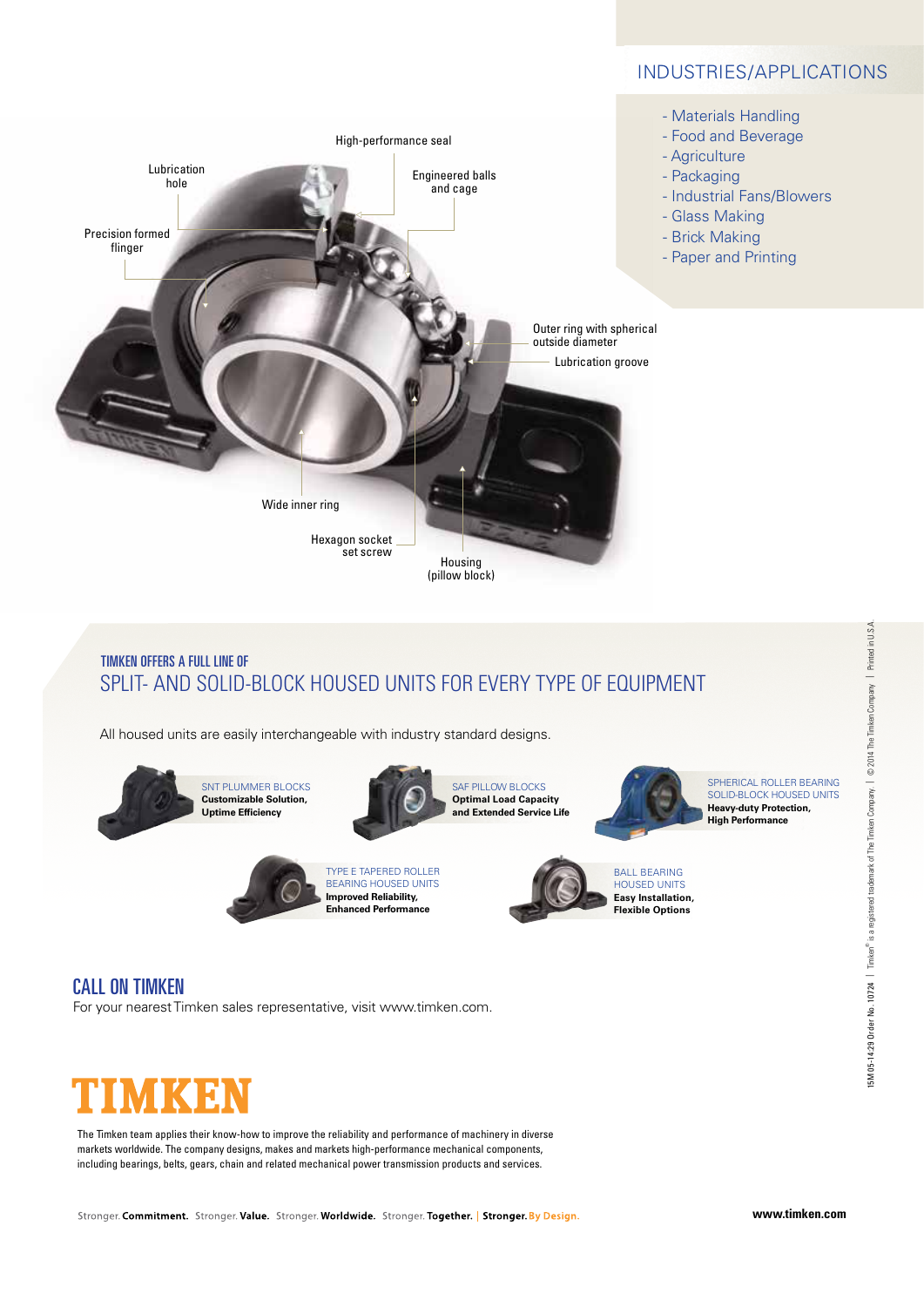## INDUSTRIES/APPLICATIONS

- Materials Handling
- Food and Beverage
- Agriculture
- Packaging
- Industrial Fans/Blowers
- Glass Making
- Brick Making
- Paper and Printing

High-performance seal

Lubrication hole

Engineered balls and cage

Precision formed flinger

Outer ring with spherical outside diameter

Lubrication groove

Wide inner ring

Hexagon socket set screw

Housing (pillow block)

### TIMKEN OFFERS A FULL LINE OF

## SPLIT- AND SOLID-BLOCK HOUSED UNITS FOR EVERY TYPE OF EQUIPMENT

All housed units are easily interchangeable with industry standard designs.

SNT PLUMMER BLOCKS
**Customizable Solution, Uptime Efficiency**

SAF PILLOW BLOCKS
**Optimal Load Capacity and Extended Service Life**

SPHERICAL ROLLER BEARING SOLID-BLOCK HOUSED UNITS
**Heavy-duty Protection, High Performance**

TYPE E TAPERED ROLLER BEARING HOUSED UNITS
**Improved Reliability, Enhanced Performance**

BALL BEARING HOUSED UNITS
**Easy Installation, Flexible Options**

## CALL ON TIMKEN

For your nearest Timken sales representative, visit www.timken.com.

**TIMKEN**

The Timken team applies their know-how to improve the reliability and performance of machinery in diverse markets worldwide. The company designs, makes and markets high-performance mechanical components, including bearings, belts, gears, chain and related mechanical power transmission products and services.

Stronger. **Commitment.** Stronger. **Value.** Stronger. **Worldwide.** Stronger. **Together.** | **Stronger.** By Design.

**www.timken.com**

15M 05-14-29 Order No. 10724 | Timken® is a registered trademark of The Timken Company. | © 2014 The Timken Company | Printed in U.S.A.